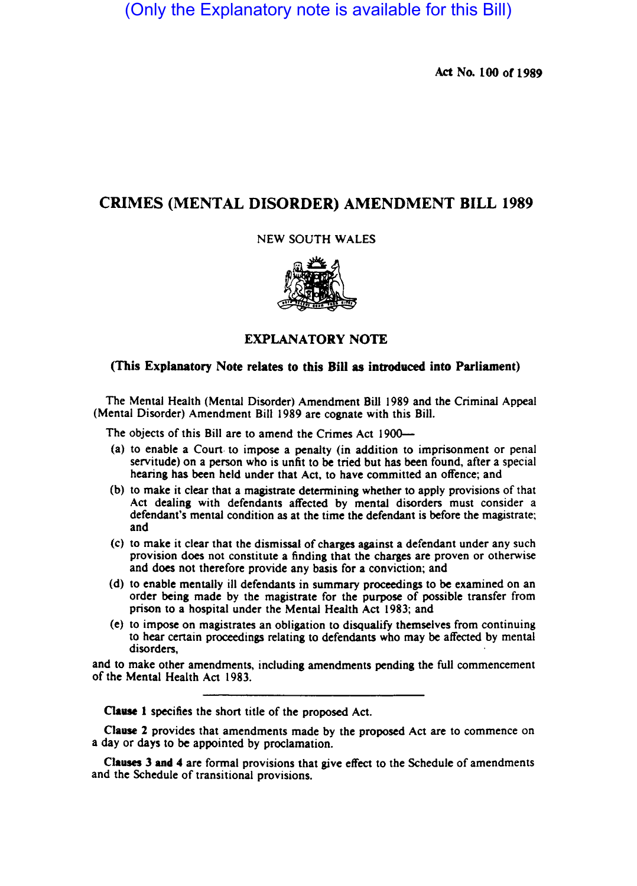(Only the Explanatory note is available for this Bill)

Act No. 100 of 1989

# CRIMES (MENTAL DISORDER) AMENDMENT BILL 1989

NEW SOUTH WALES

## EXPLANATORY NOTE

**(This Explanatory Note relates to this Bill as introduced into Parliament)**

The Mental Health (Mental Disorder) Amendment Bill 1989 and the Criminal Appeal (Mental Disorder) Amendment Bill 1989 are cognate with this Bill.

The objects of this Bill are to amend the Crimes Act 1900—

(a) to enable a Court to impose a penalty (in addition to imprisonment or penal servitude) on a person who is unfit to be tried but has been found, after a special hearing has been held under that Act, to have committed an offence; and

(b) to make it clear that a magistrate determining whether to apply provisions of that Act dealing with defendants affected by mental disorders must consider a defendant's mental condition as at the time the defendant is before the magistrate; and

(c) to make it clear that the dismissal of charges against a defendant under any such provision does not constitute a finding that the charges are proven or otherwise and does not therefore provide any basis for a conviction; and

(d) to enable mentally ill defendants in summary proceedings to be examined on an order being made by the magistrate for the purpose of possible transfer from prison to a hospital under the Mental Health Act 1983; and

(e) to impose on magistrates an obligation to disqualify themselves from continuing to hear certain proceedings relating to defendants who may be affected by mental disorders,

and to make other amendments, including amendments pending the full commencement of the Mental Health Act 1983.

---

**Clause 1** specifies the short title of the proposed Act.

**Clause 2** provides that amendments made by the proposed Act are to commence on a day or days to be appointed by proclamation.

**Clauses 3 and 4** are formal provisions that give effect to the Schedule of amendments and the Schedule of transitional provisions.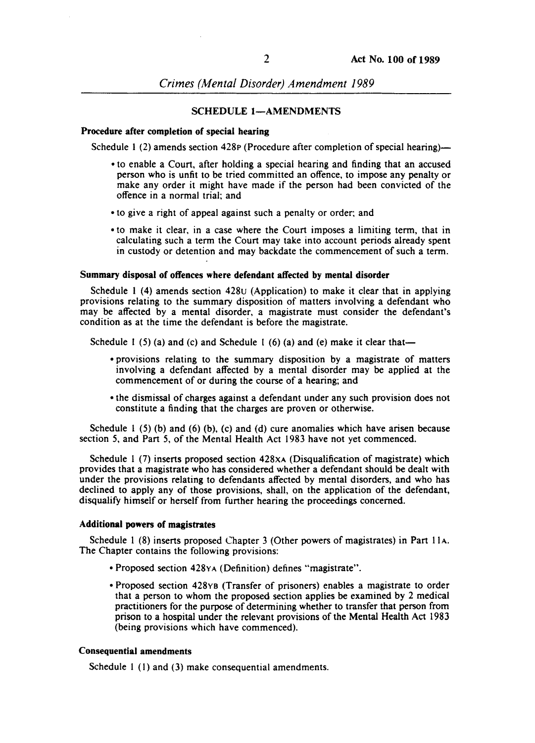## SCHEDULE 1—AMENDMENTS

### Procedure after completion of special hearing

Schedule 1 (2) amends section 428P (Procedure after completion of special hearing)—

- to enable a Court, after holding a special hearing and finding that an accused person who is unfit to be tried committed an offence, to impose any penalty or make any order it might have made if the person had been convicted of the offence in a normal trial; and
- to give a right of appeal against such a penalty or order; and
- to make it clear, in a case where the Court imposes a limiting term, that in calculating such a term the Court may take into account periods already spent in custody or detention and may backdate the commencement of such a term.

### Summary disposal of offences where defendant affected by mental disorder

Schedule 1 (4) amends section 428U (Application) to make it clear that in applying provisions relating to the summary disposition of matters involving a defendant who may be affected by a mental disorder, a magistrate must consider the defendant's condition as at the time the defendant is before the magistrate.

Schedule 1 (5) (a) and (c) and Schedule 1 (6) (a) and (e) make it clear that—

- provisions relating to the summary disposition by a magistrate of matters involving a defendant affected by a mental disorder may be applied at the commencement of or during the course of a hearing; and
- the dismissal of charges against a defendant under any such provision does not constitute a finding that the charges are proven or otherwise.

Schedule 1 (5) (b) and (6) (b), (c) and (d) cure anomalies which have arisen because section 5, and Part 5, of the Mental Health Act 1983 have not yet commenced.

Schedule 1 (7) inserts proposed section 428XA (Disqualification of magistrate) which provides that a magistrate who has considered whether a defendant should be dealt with under the provisions relating to defendants affected by mental disorders, and who has declined to apply any of those provisions, shall, on the application of the defendant, disqualify himself or herself from further hearing the proceedings concerned.

### Additional powers of magistrates

Schedule 1 (8) inserts proposed Chapter 3 (Other powers of magistrates) in Part 11A. The Chapter contains the following provisions:

- Proposed section 428YA (Definition) defines "magistrate".
- Proposed section 428YB (Transfer of prisoners) enables a magistrate to order that a person to whom the proposed section applies be examined by 2 medical practitioners for the purpose of determining whether to transfer that person from prison to a hospital under the relevant provisions of the Mental Health Act 1983 (being provisions which have commenced).

### Consequential amendments

Schedule 1 (1) and (3) make consequential amendments.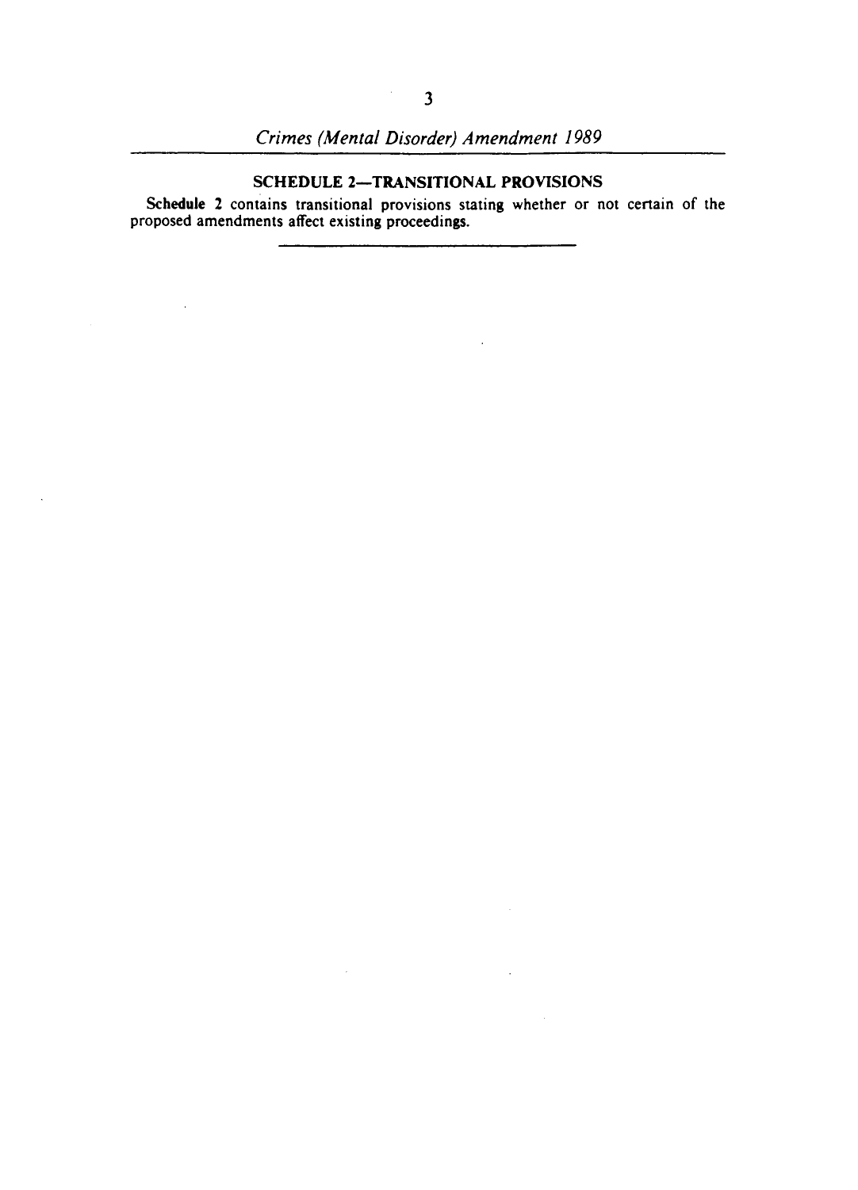## SCHEDULE 2—TRANSITIONAL PROVISIONS

**Schedule 2** contains transitional provisions stating whether or not certain of the proposed amendments affect existing proceedings.